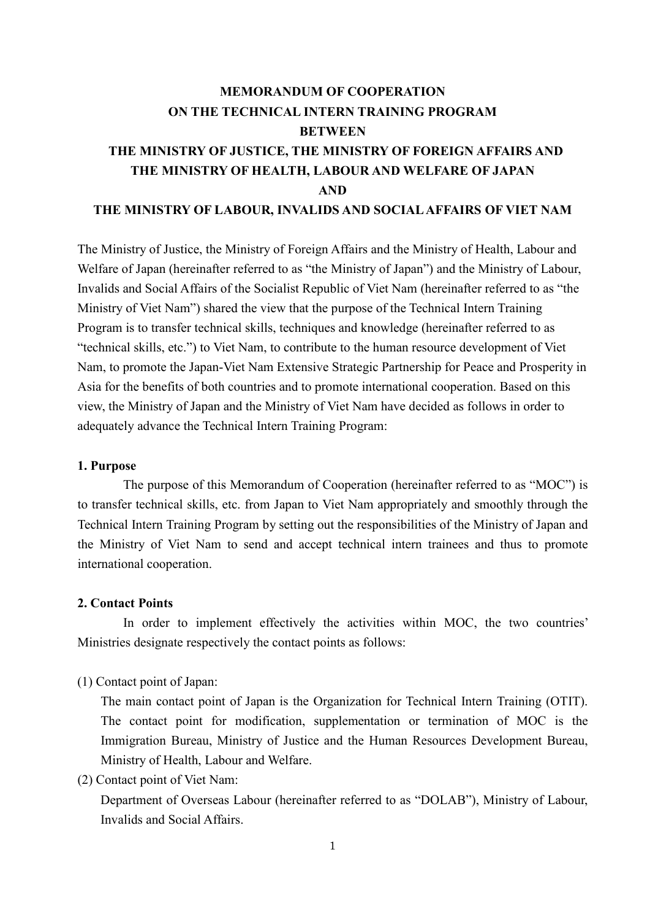# MEMORANDUM OF COOPERATION
# ON THE TECHNICAL INTERN TRAINING PROGRAM
# BETWEEN
# THE MINISTRY OF JUSTICE, THE MINISTRY OF FOREIGN AFFAIRS AND THE MINISTRY OF HEALTH, LABOUR AND WELFARE OF JAPAN
# AND
# THE MINISTRY OF LABOUR, INVALIDS AND SOCIAL AFFAIRS OF VIET NAM

The Ministry of Justice, the Ministry of Foreign Affairs and the Ministry of Health, Labour and Welfare of Japan (hereinafter referred to as "the Ministry of Japan") and the Ministry of Labour, Invalids and Social Affairs of the Socialist Republic of Viet Nam (hereinafter referred to as "the Ministry of Viet Nam") shared the view that the purpose of the Technical Intern Training Program is to transfer technical skills, techniques and knowledge (hereinafter referred to as "technical skills, etc.") to Viet Nam, to contribute to the human resource development of Viet Nam, to promote the Japan-Viet Nam Extensive Strategic Partnership for Peace and Prosperity in Asia for the benefits of both countries and to promote international cooperation. Based on this view, the Ministry of Japan and the Ministry of Viet Nam have decided as follows in order to adequately advance the Technical Intern Training Program:

## 1. Purpose

The purpose of this Memorandum of Cooperation (hereinafter referred to as "MOC") is to transfer technical skills, etc. from Japan to Viet Nam appropriately and smoothly through the Technical Intern Training Program by setting out the responsibilities of the Ministry of Japan and the Ministry of Viet Nam to send and accept technical intern trainees and thus to promote international cooperation.

## 2. Contact Points

In order to implement effectively the activities within MOC, the two countries' Ministries designate respectively the contact points as follows:

(1) Contact point of Japan:

The main contact point of Japan is the Organization for Technical Intern Training (OTIT). The contact point for modification, supplementation or termination of MOC is the Immigration Bureau, Ministry of Justice and the Human Resources Development Bureau, Ministry of Health, Labour and Welfare.

(2) Contact point of Viet Nam:

Department of Overseas Labour (hereinafter referred to as "DOLAB"), Ministry of Labour, Invalids and Social Affairs.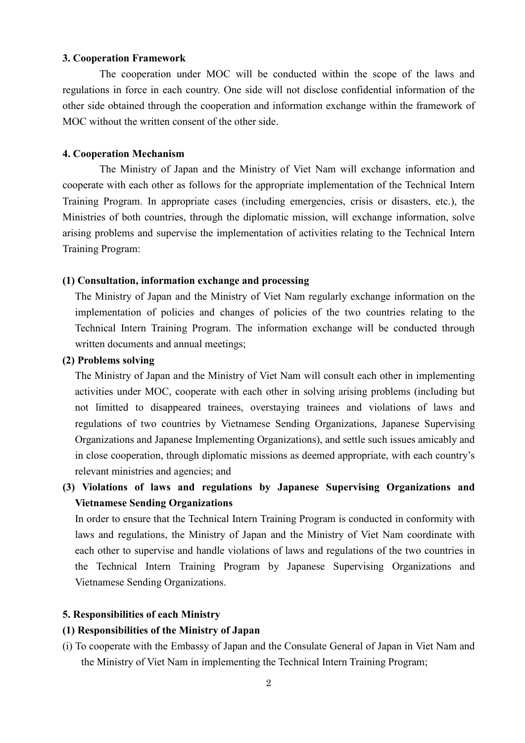**3. Cooperation Framework**

The cooperation under MOC will be conducted within the scope of the laws and regulations in force in each country. One side will not disclose confidential information of the other side obtained through the cooperation and information exchange within the framework of MOC without the written consent of the other side.

**4. Cooperation Mechanism**

The Ministry of Japan and the Ministry of Viet Nam will exchange information and cooperate with each other as follows for the appropriate implementation of the Technical Intern Training Program. In appropriate cases (including emergencies, crisis or disasters, etc.), the Ministries of both countries, through the diplomatic mission, will exchange information, solve arising problems and supervise the implementation of activities relating to the Technical Intern Training Program:

**(1) Consultation, information exchange and processing**

The Ministry of Japan and the Ministry of Viet Nam regularly exchange information on the implementation of policies and changes of policies of the two countries relating to the Technical Intern Training Program. The information exchange will be conducted through written documents and annual meetings;

**(2) Problems solving**

The Ministry of Japan and the Ministry of Viet Nam will consult each other in implementing activities under MOC, cooperate with each other in solving arising problems (including but not limitted to disappeared trainees, overstaying trainees and violations of laws and regulations of two countries by Vietnamese Sending Organizations, Japanese Supervising Organizations and Japanese Implementing Organizations), and settle such issues amicably and in close cooperation, through diplomatic missions as deemed appropriate, with each country's relevant ministries and agencies; and

**(3) Violations of laws and regulations by Japanese Supervising Organizations and Vietnamese Sending Organizations**

In order to ensure that the Technical Intern Training Program is conducted in conformity with laws and regulations, the Ministry of Japan and the Ministry of Viet Nam coordinate with each other to supervise and handle violations of laws and regulations of the two countries in the Technical Intern Training Program by Japanese Supervising Organizations and Vietnamese Sending Organizations.

**5. Responsibilities of each Ministry**

**(1) Responsibilities of the Ministry of Japan**

(i) To cooperate with the Embassy of Japan and the Consulate General of Japan in Viet Nam and the Ministry of Viet Nam in implementing the Technical Intern Training Program;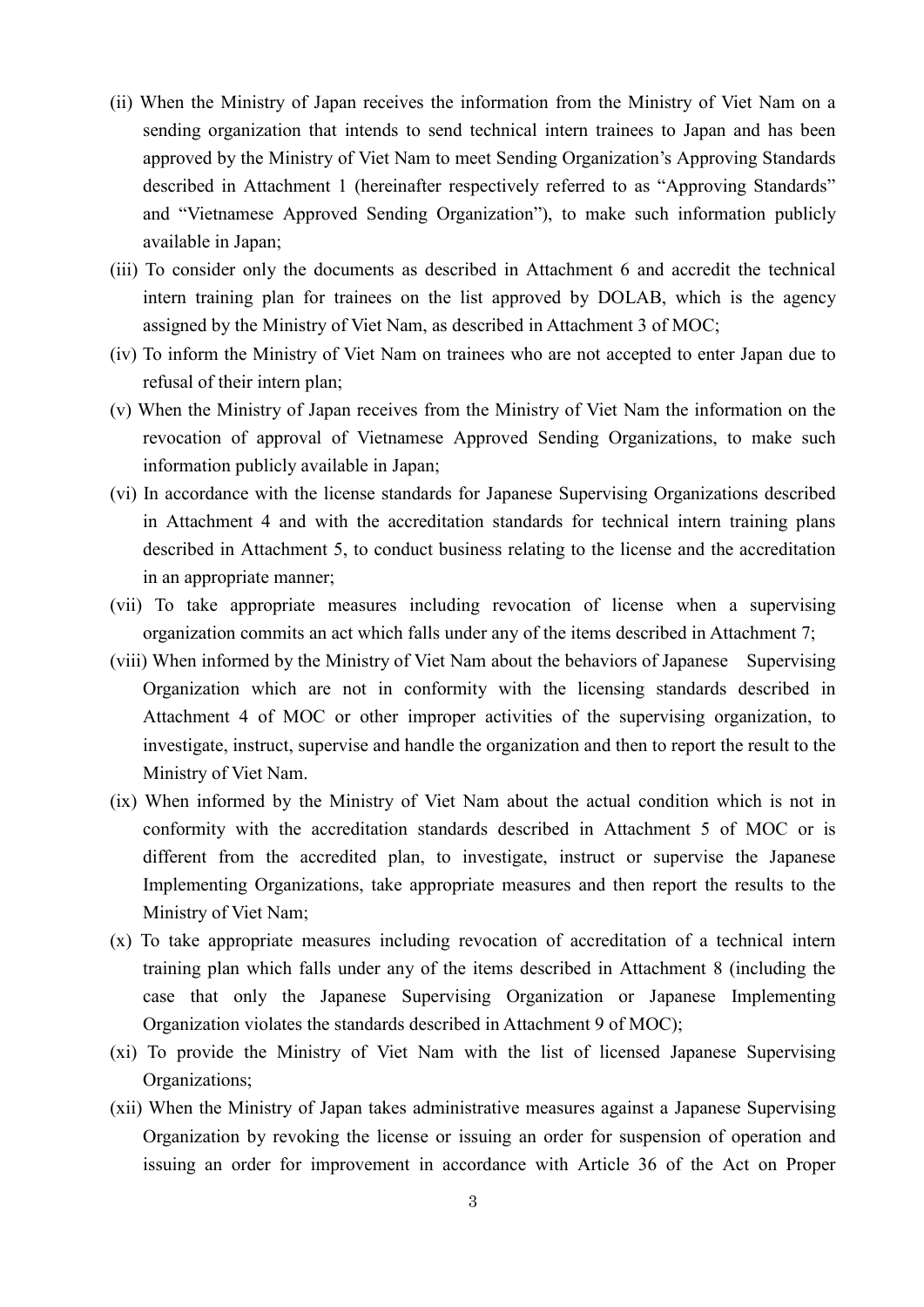(ii) When the Ministry of Japan receives the information from the Ministry of Viet Nam on a sending organization that intends to send technical intern trainees to Japan and has been approved by the Ministry of Viet Nam to meet Sending Organization's Approving Standards described in Attachment 1 (hereinafter respectively referred to as "Approving Standards" and "Vietnamese Approved Sending Organization"), to make such information publicly available in Japan;

(iii) To consider only the documents as described in Attachment 6 and accredit the technical intern training plan for trainees on the list approved by DOLAB, which is the agency assigned by the Ministry of Viet Nam, as described in Attachment 3 of MOC;

(iv) To inform the Ministry of Viet Nam on trainees who are not accepted to enter Japan due to refusal of their intern plan;

(v) When the Ministry of Japan receives from the Ministry of Viet Nam the information on the revocation of approval of Vietnamese Approved Sending Organizations, to make such information publicly available in Japan;

(vi) In accordance with the license standards for Japanese Supervising Organizations described in Attachment 4 and with the accreditation standards for technical intern training plans described in Attachment 5, to conduct business relating to the license and the accreditation in an appropriate manner;

(vii) To take appropriate measures including revocation of license when a supervising organization commits an act which falls under any of the items described in Attachment 7;

(viii) When informed by the Ministry of Viet Nam about the behaviors of Japanese Supervising Organization which are not in conformity with the licensing standards described in Attachment 4 of MOC or other improper activities of the supervising organization, to investigate, instruct, supervise and handle the organization and then to report the result to the Ministry of Viet Nam.

(ix) When informed by the Ministry of Viet Nam about the actual condition which is not in conformity with the accreditation standards described in Attachment 5 of MOC or is different from the accredited plan, to investigate, instruct or supervise the Japanese Implementing Organizations, take appropriate measures and then report the results to the Ministry of Viet Nam;

(x) To take appropriate measures including revocation of accreditation of a technical intern training plan which falls under any of the items described in Attachment 8 (including the case that only the Japanese Supervising Organization or Japanese Implementing Organization violates the standards described in Attachment 9 of MOC);

(xi) To provide the Ministry of Viet Nam with the list of licensed Japanese Supervising Organizations;

(xii) When the Ministry of Japan takes administrative measures against a Japanese Supervising Organization by revoking the license or issuing an order for suspension of operation and issuing an order for improvement in accordance with Article 36 of the Act on Proper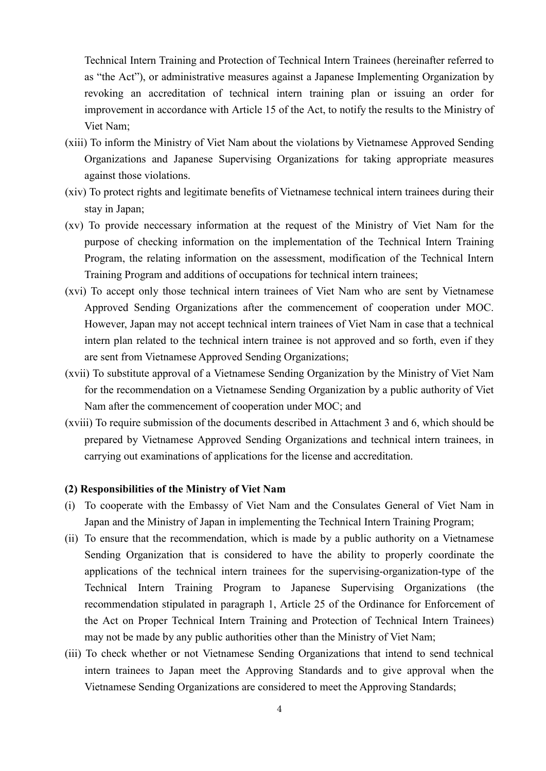Technical Intern Training and Protection of Technical Intern Trainees (hereinafter referred to as "the Act"), or administrative measures against a Japanese Implementing Organization by revoking an accreditation of technical intern training plan or issuing an order for improvement in accordance with Article 15 of the Act, to notify the results to the Ministry of Viet Nam;

(xiii) To inform the Ministry of Viet Nam about the violations by Vietnamese Approved Sending Organizations and Japanese Supervising Organizations for taking appropriate measures against those violations.

(xiv) To protect rights and legitimate benefits of Vietnamese technical intern trainees during their stay in Japan;

(xv) To provide neccessary information at the request of the Ministry of Viet Nam for the purpose of checking information on the implementation of the Technical Intern Training Program, the relating information on the assessment, modification of the Technical Intern Training Program and additions of occupations for technical intern trainees;

(xvi) To accept only those technical intern trainees of Viet Nam who are sent by Vietnamese Approved Sending Organizations after the commencement of cooperation under MOC. However, Japan may not accept technical intern trainees of Viet Nam in case that a technical intern plan related to the technical intern trainee is not approved and so forth, even if they are sent from Vietnamese Approved Sending Organizations;

(xvii) To substitute approval of a Vietnamese Sending Organization by the Ministry of Viet Nam for the recommendation on a Vietnamese Sending Organization by a public authority of Viet Nam after the commencement of cooperation under MOC; and

(xviii) To require submission of the documents described in Attachment 3 and 6, which should be prepared by Vietnamese Approved Sending Organizations and technical intern trainees, in carrying out examinations of applications for the license and accreditation.

**(2) Responsibilities of the Ministry of Viet Nam**

(i) To cooperate with the Embassy of Viet Nam and the Consulates General of Viet Nam in Japan and the Ministry of Japan in implementing the Technical Intern Training Program;

(ii) To ensure that the recommendation, which is made by a public authority on a Vietnamese Sending Organization that is considered to have the ability to properly coordinate the applications of the technical intern trainees for the supervising-organization-type of the Technical Intern Training Program to Japanese Supervising Organizations (the recommendation stipulated in paragraph 1, Article 25 of the Ordinance for Enforcement of the Act on Proper Technical Intern Training and Protection of Technical Intern Trainees) may not be made by any public authorities other than the Ministry of Viet Nam;

(iii) To check whether or not Vietnamese Sending Organizations that intend to send technical intern trainees to Japan meet the Approving Standards and to give approval when the Vietnamese Sending Organizations are considered to meet the Approving Standards;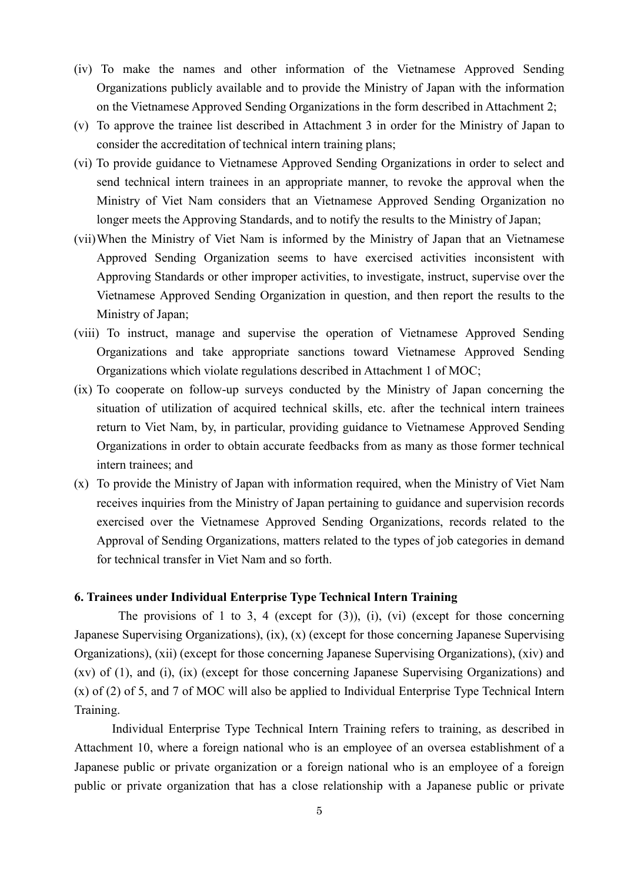(iv) To make the names and other information of the Vietnamese Approved Sending Organizations publicly available and to provide the Ministry of Japan with the information on the Vietnamese Approved Sending Organizations in the form described in Attachment 2;

(v) To approve the trainee list described in Attachment 3 in order for the Ministry of Japan to consider the accreditation of technical intern training plans;

(vi) To provide guidance to Vietnamese Approved Sending Organizations in order to select and send technical intern trainees in an appropriate manner, to revoke the approval when the Ministry of Viet Nam considers that an Vietnamese Approved Sending Organization no longer meets the Approving Standards, and to notify the results to the Ministry of Japan;

(vii) When the Ministry of Viet Nam is informed by the Ministry of Japan that an Vietnamese Approved Sending Organization seems to have exercised activities inconsistent with Approving Standards or other improper activities, to investigate, instruct, supervise over the Vietnamese Approved Sending Organization in question, and then report the results to the Ministry of Japan;

(viii) To instruct, manage and supervise the operation of Vietnamese Approved Sending Organizations and take appropriate sanctions toward Vietnamese Approved Sending Organizations which violate regulations described in Attachment 1 of MOC;

(ix) To cooperate on follow-up surveys conducted by the Ministry of Japan concerning the situation of utilization of acquired technical skills, etc. after the technical intern trainees return to Viet Nam, by, in particular, providing guidance to Vietnamese Approved Sending Organizations in order to obtain accurate feedbacks from as many as those former technical intern trainees; and

(x) To provide the Ministry of Japan with information required, when the Ministry of Viet Nam receives inquiries from the Ministry of Japan pertaining to guidance and supervision records exercised over the Vietnamese Approved Sending Organizations, records related to the Approval of Sending Organizations, matters related to the types of job categories in demand for technical transfer in Viet Nam and so forth.

**6. Trainees under Individual Enterprise Type Technical Intern Training**

The provisions of 1 to 3, 4 (except for (3)), (i), (vi) (except for those concerning Japanese Supervising Organizations), (ix), (x) (except for those concerning Japanese Supervising Organizations), (xii) (except for those concerning Japanese Supervising Organizations), (xiv) and (xv) of (1), and (i), (ix) (except for those concerning Japanese Supervising Organizations) and (x) of (2) of 5, and 7 of MOC will also be applied to Individual Enterprise Type Technical Intern Training.

Individual Enterprise Type Technical Intern Training refers to training, as described in Attachment 10, where a foreign national who is an employee of an oversea establishment of a Japanese public or private organization or a foreign national who is an employee of a foreign public or private organization that has a close relationship with a Japanese public or private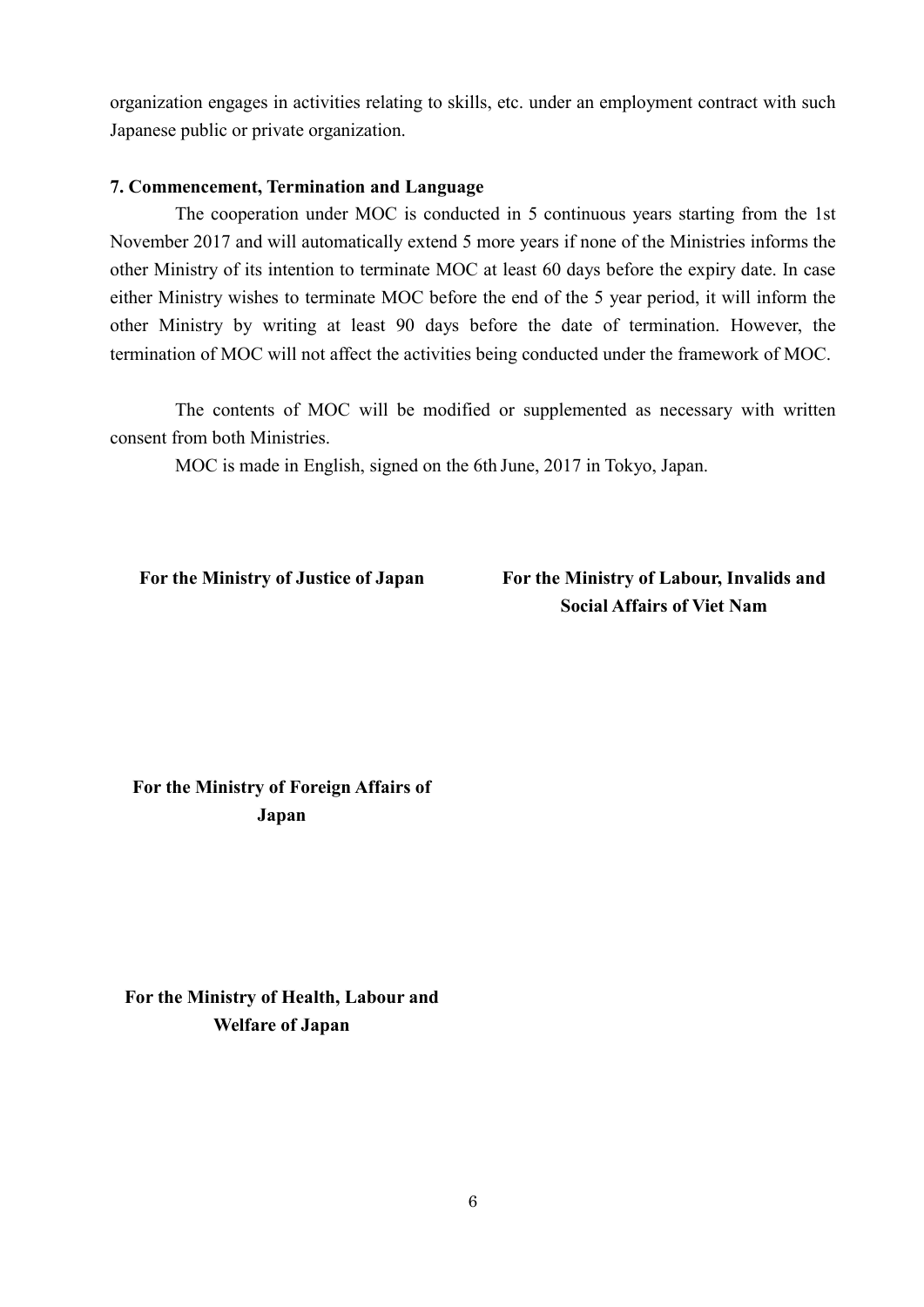organization engages in activities relating to skills, etc. under an employment contract with such Japanese public or private organization.

### 7. Commencement, Termination and Language

The cooperation under MOC is conducted in 5 continuous years starting from the 1st November 2017 and will automatically extend 5 more years if none of the Ministries informs the other Ministry of its intention to terminate MOC at least 60 days before the expiry date. In case either Ministry wishes to terminate MOC before the end of the 5 year period, it will inform the other Ministry by writing at least 90 days before the date of termination. However, the termination of MOC will not affect the activities being conducted under the framework of MOC.

The contents of MOC will be modified or supplemented as necessary with written consent from both Ministries.

MOC is made in English, signed on the 6th June, 2017 in Tokyo, Japan.

**For the Ministry of Justice of Japan**

**For the Ministry of Labour, Invalids and Social Affairs of Viet Nam**

**For the Ministry of Foreign Affairs of Japan**

**For the Ministry of Health, Labour and Welfare of Japan**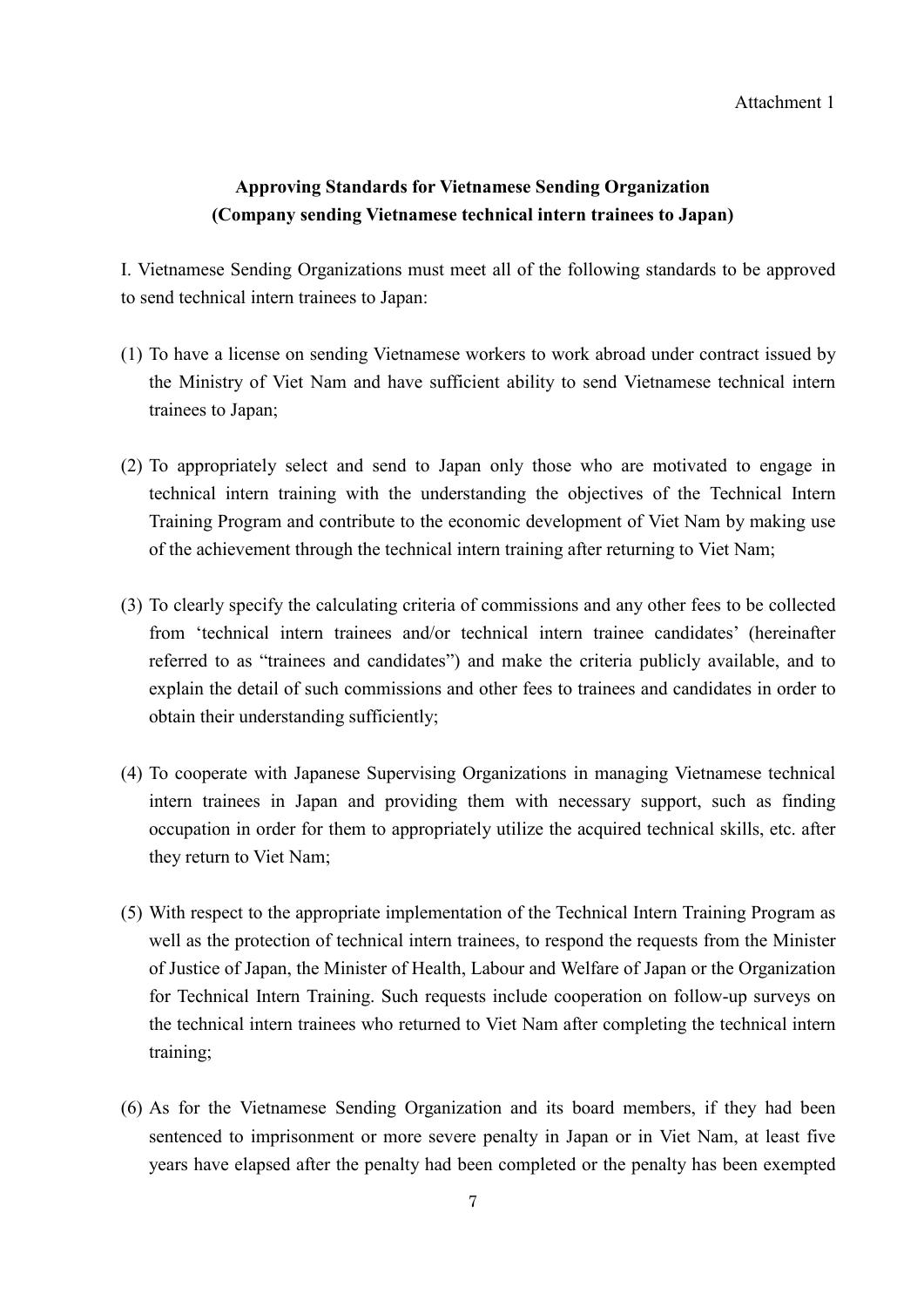Attachment 1

**Approving Standards for Vietnamese Sending Organization**
**(Company sending Vietnamese technical intern trainees to Japan)**

I. Vietnamese Sending Organizations must meet all of the following standards to be approved to send technical intern trainees to Japan:

(1) To have a license on sending Vietnamese workers to work abroad under contract issued by the Ministry of Viet Nam and have sufficient ability to send Vietnamese technical intern trainees to Japan;

(2) To appropriately select and send to Japan only those who are motivated to engage in technical intern training with the understanding the objectives of the Technical Intern Training Program and contribute to the economic development of Viet Nam by making use of the achievement through the technical intern training after returning to Viet Nam;

(3) To clearly specify the calculating criteria of commissions and any other fees to be collected from 'technical intern trainees and/or technical intern trainee candidates' (hereinafter referred to as "trainees and candidates") and make the criteria publicly available, and to explain the detail of such commissions and other fees to trainees and candidates in order to obtain their understanding sufficiently;

(4) To cooperate with Japanese Supervising Organizations in managing Vietnamese technical intern trainees in Japan and providing them with necessary support, such as finding occupation in order for them to appropriately utilize the acquired technical skills, etc. after they return to Viet Nam;

(5) With respect to the appropriate implementation of the Technical Intern Training Program as well as the protection of technical intern trainees, to respond the requests from the Minister of Justice of Japan, the Minister of Health, Labour and Welfare of Japan or the Organization for Technical Intern Training. Such requests include cooperation on follow-up surveys on the technical intern trainees who returned to Viet Nam after completing the technical intern training;

(6) As for the Vietnamese Sending Organization and its board members, if they had been sentenced to imprisonment or more severe penalty in Japan or in Viet Nam, at least five years have elapsed after the penalty had been completed or the penalty has been exempted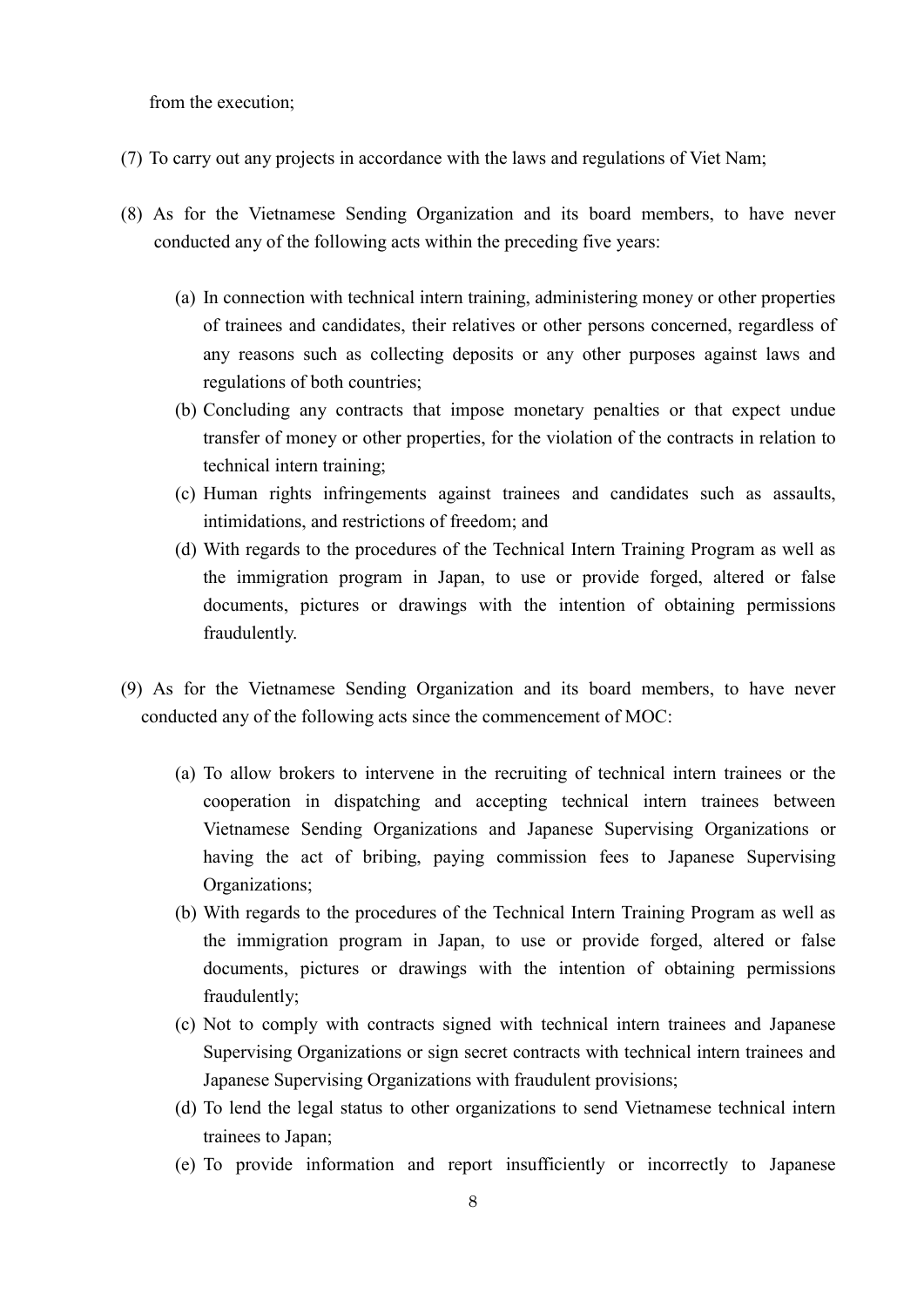from the execution;

(7) To carry out any projects in accordance with the laws and regulations of Viet Nam;

(8) As for the Vietnamese Sending Organization and its board members, to have never conducted any of the following acts within the preceding five years:

   (a) In connection with technical intern training, administering money or other properties of trainees and candidates, their relatives or other persons concerned, regardless of any reasons such as collecting deposits or any other purposes against laws and regulations of both countries;
   (b) Concluding any contracts that impose monetary penalties or that expect undue transfer of money or other properties, for the violation of the contracts in relation to technical intern training;
   (c) Human rights infringements against trainees and candidates such as assaults, intimidations, and restrictions of freedom; and
   (d) With regards to the procedures of the Technical Intern Training Program as well as the immigration program in Japan, to use or provide forged, altered or false documents, pictures or drawings with the intention of obtaining permissions fraudulently.

(9) As for the Vietnamese Sending Organization and its board members, to have never conducted any of the following acts since the commencement of MOC:

   (a) To allow brokers to intervene in the recruiting of technical intern trainees or the cooperation in dispatching and accepting technical intern trainees between Vietnamese Sending Organizations and Japanese Supervising Organizations or having the act of bribing, paying commission fees to Japanese Supervising Organizations;
   (b) With regards to the procedures of the Technical Intern Training Program as well as the immigration program in Japan, to use or provide forged, altered or false documents, pictures or drawings with the intention of obtaining permissions fraudulently;
   (c) Not to comply with contracts signed with technical intern trainees and Japanese Supervising Organizations or sign secret contracts with technical intern trainees and Japanese Supervising Organizations with fraudulent provisions;
   (d) To lend the legal status to other organizations to send Vietnamese technical intern trainees to Japan;
   (e) To provide information and report insufficiently or incorrectly to Japanese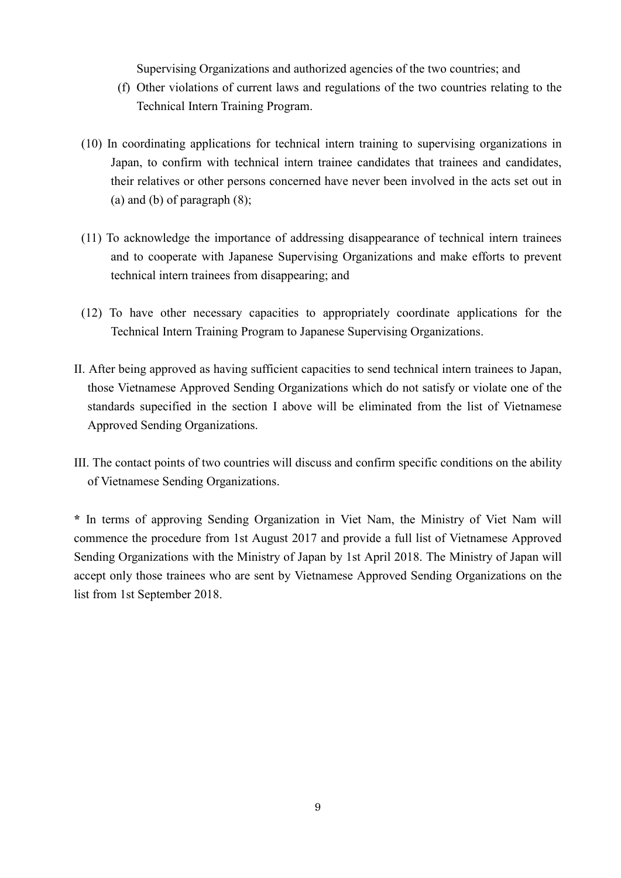Supervising Organizations and authorized agencies of the two countries; and

(f) Other violations of current laws and regulations of the two countries relating to the Technical Intern Training Program.

(10) In coordinating applications for technical intern training to supervising organizations in Japan, to confirm with technical intern trainee candidates that trainees and candidates, their relatives or other persons concerned have never been involved in the acts set out in (a) and (b) of paragraph (8);

(11) To acknowledge the importance of addressing disappearance of technical intern trainees and to cooperate with Japanese Supervising Organizations and make efforts to prevent technical intern trainees from disappearing; and

(12) To have other necessary capacities to appropriately coordinate applications for the Technical Intern Training Program to Japanese Supervising Organizations.

II. After being approved as having sufficient capacities to send technical intern trainees to Japan, those Vietnamese Approved Sending Organizations which do not satisfy or violate one of the standards supecified in the section I above will be eliminated from the list of Vietnamese Approved Sending Organizations.

III. The contact points of two countries will discuss and confirm specific conditions on the ability of Vietnamese Sending Organizations.

**\*** In terms of approving Sending Organization in Viet Nam, the Ministry of Viet Nam will commence the procedure from 1st August 2017 and provide a full list of Vietnamese Approved Sending Organizations with the Ministry of Japan by 1st April 2018. The Ministry of Japan will accept only those trainees who are sent by Vietnamese Approved Sending Organizations on the list from 1st September 2018.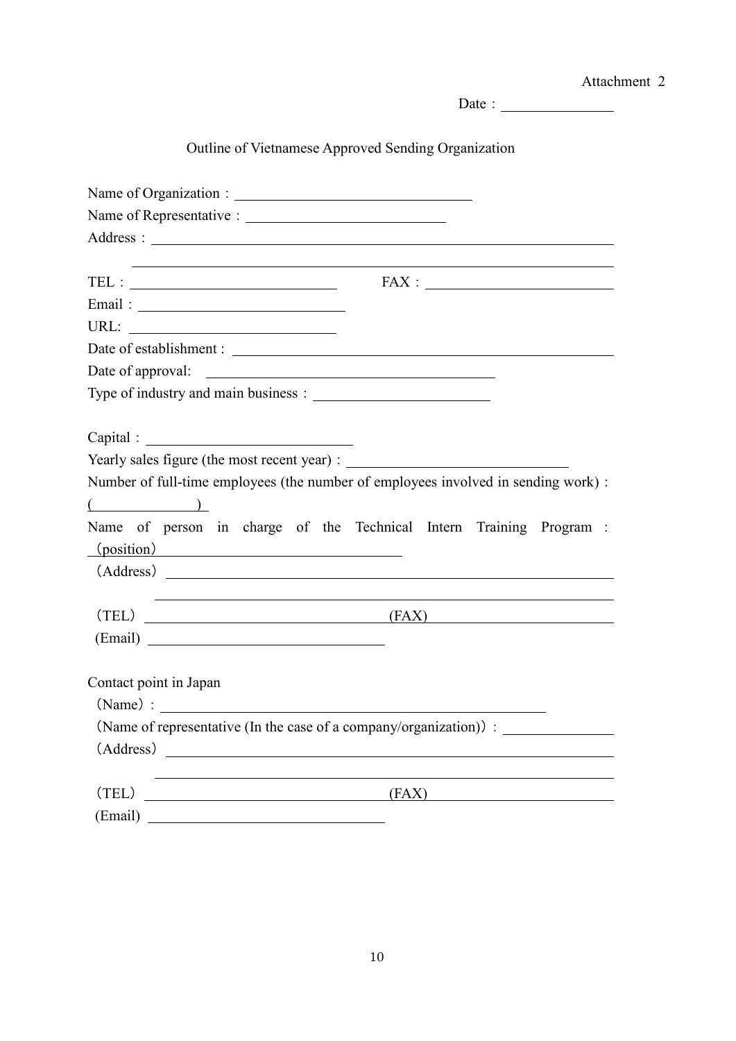Attachment 2

Date：_______________

## Outline of Vietnamese Approved Sending Organization

Name of Organization：_______________________________

Name of Representative：__________________________

Address：_________________________________________________________

_________________________________________________________

TEL：___________________________ FAX：________________________

Email：____________________________

URL: ____________________________

Date of establishment : _______________________________________________

Date of approval: ______________________________________

Type of industry and main business：________________________

Capital：___________________________

Yearly sales figure (the most recent year) : _____________________________

Number of full-time employees (the number of employees involved in sending work) :

(　　　　　　)

Name of person in charge of the Technical Intern Training Program :

(position)________________________________

(Address)_________________________________________________________

_________________________________________________________

(TEL)______________________________(FAX)______________________

(Email)______________________________

Contact point in Japan

(Name)：___________________________________________________

(Name of representative (In the case of a company/organization))：______________

(Address)_________________________________________________________

_________________________________________________________

(TEL)______________________________(FAX)______________________

(Email)______________________________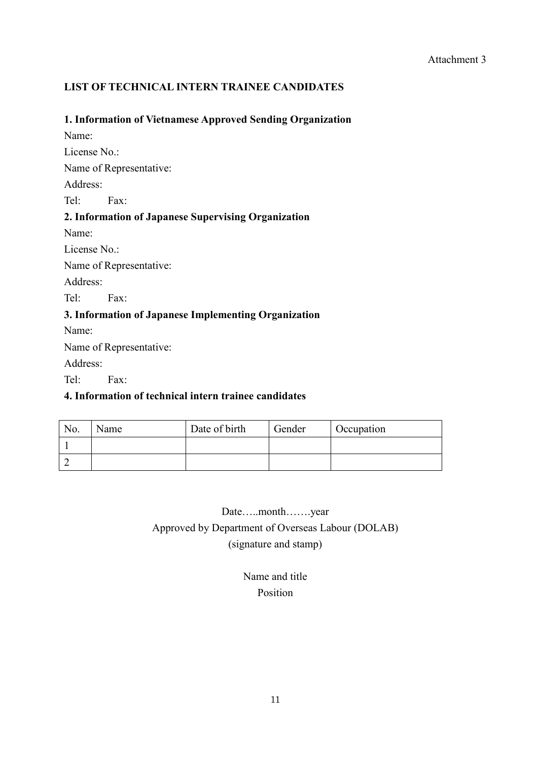Attachment 3

**LIST OF TECHNICAL INTERN TRAINEE CANDIDATES**

**1. Information of Vietnamese Approved Sending Organization**

Name:

License No.:

Name of Representative:

Address:

Tel: Fax:

**2. Information of Japanese Supervising Organization**

Name:

License No.:

Name of Representative:

Address:

Tel: Fax:

**3. Information of Japanese Implementing Organization**

Name:

Name of Representative:

Address:

Tel: Fax:

**4. Information of technical intern trainee candidates**

| No. | Name | Date of birth | Gender | Occupation |
|---|---|---|---|---|
| 1 | | | | |
| 2 | | | | |

Date…..month…….year

Approved by Department of Overseas Labour (DOLAB)

(signature and stamp)

Name and title

Position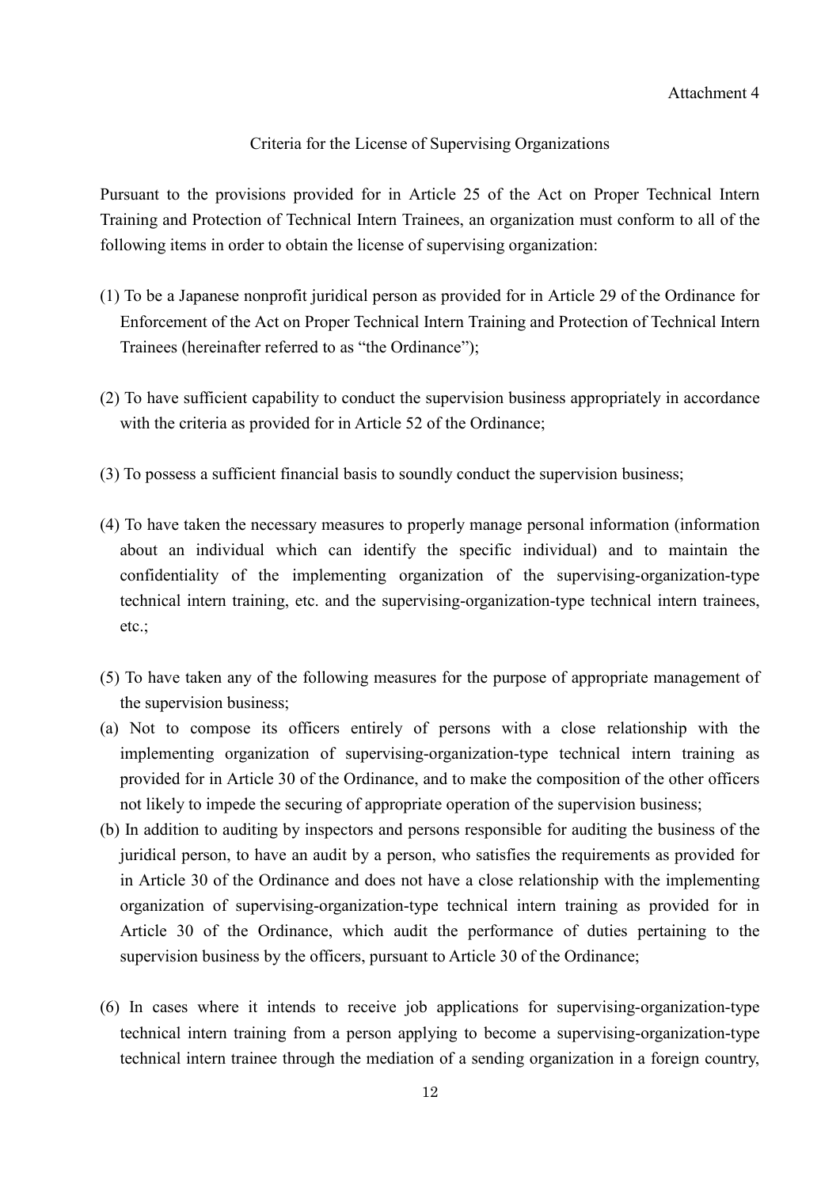Attachment 4

## Criteria for the License of Supervising Organizations

Pursuant to the provisions provided for in Article 25 of the Act on Proper Technical Intern Training and Protection of Technical Intern Trainees, an organization must conform to all of the following items in order to obtain the license of supervising organization:

(1) To be a Japanese nonprofit juridical person as provided for in Article 29 of the Ordinance for Enforcement of the Act on Proper Technical Intern Training and Protection of Technical Intern Trainees (hereinafter referred to as "the Ordinance");

(2) To have sufficient capability to conduct the supervision business appropriately in accordance with the criteria as provided for in Article 52 of the Ordinance;

(3) To possess a sufficient financial basis to soundly conduct the supervision business;

(4) To have taken the necessary measures to properly manage personal information (information about an individual which can identify the specific individual) and to maintain the confidentiality of the implementing organization of the supervising-organization-type technical intern training, etc. and the supervising-organization-type technical intern trainees, etc.;

(5) To have taken any of the following measures for the purpose of appropriate management of the supervision business;

(a) Not to compose its officers entirely of persons with a close relationship with the implementing organization of supervising-organization-type technical intern training as provided for in Article 30 of the Ordinance, and to make the composition of the other officers not likely to impede the securing of appropriate operation of the supervision business;

(b) In addition to auditing by inspectors and persons responsible for auditing the business of the juridical person, to have an audit by a person, who satisfies the requirements as provided for in Article 30 of the Ordinance and does not have a close relationship with the implementing organization of supervising-organization-type technical intern training as provided for in Article 30 of the Ordinance, which audit the performance of duties pertaining to the supervision business by the officers, pursuant to Article 30 of the Ordinance;

(6) In cases where it intends to receive job applications for supervising-organization-type technical intern training from a person applying to become a supervising-organization-type technical intern trainee through the mediation of a sending organization in a foreign country,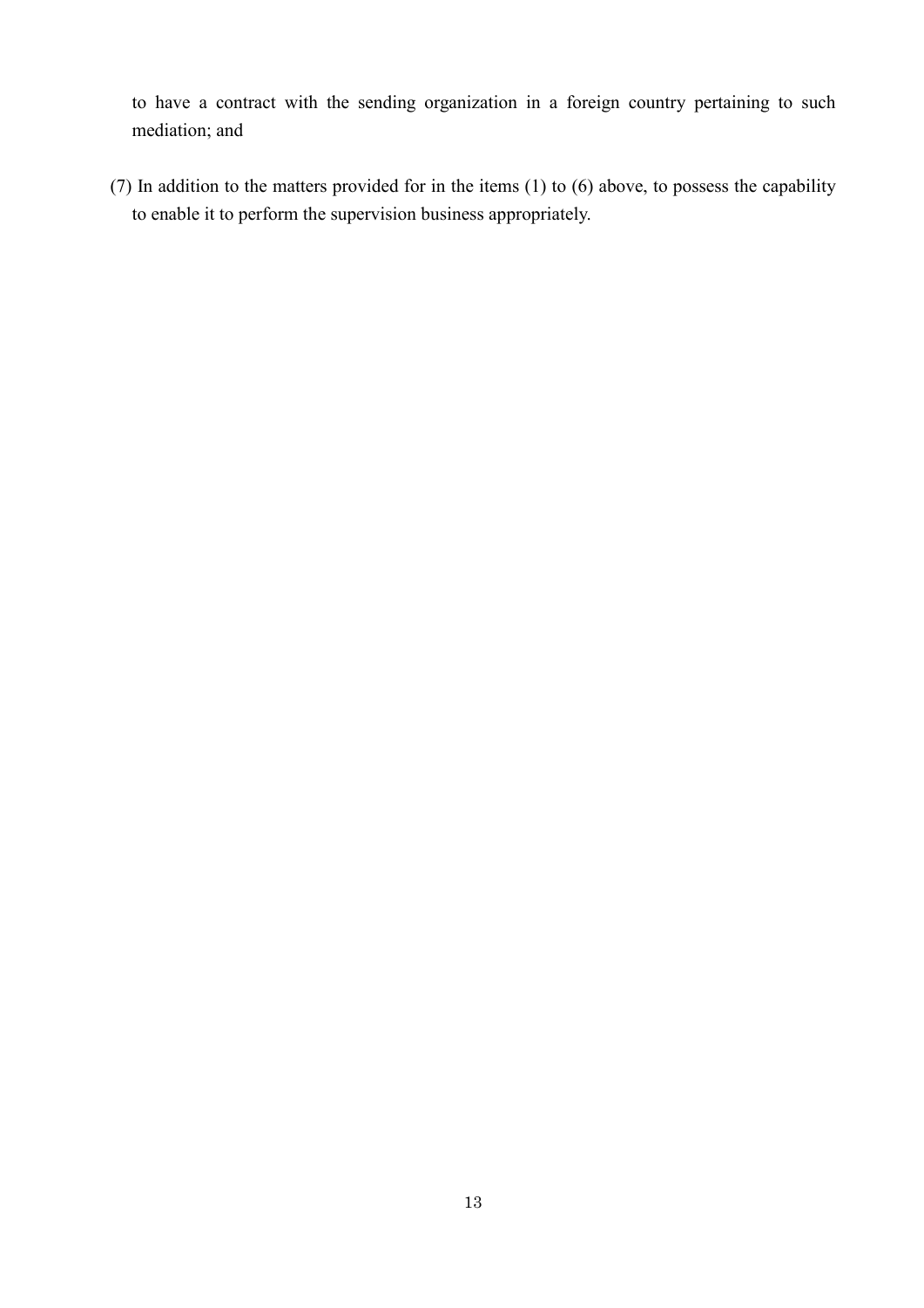to have a contract with the sending organization in a foreign country pertaining to such mediation; and

(7) In addition to the matters provided for in the items (1) to (6) above, to possess the capability to enable it to perform the supervision business appropriately.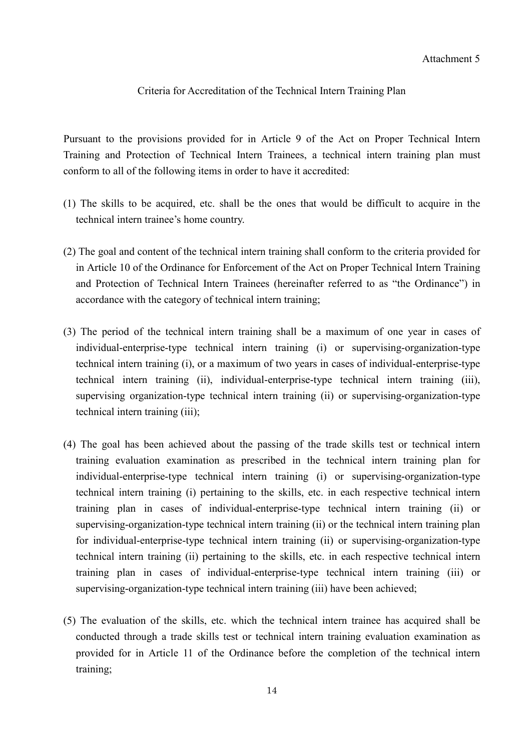Attachment 5

## Criteria for Accreditation of the Technical Intern Training Plan

Pursuant to the provisions provided for in Article 9 of the Act on Proper Technical Intern Training and Protection of Technical Intern Trainees, a technical intern training plan must conform to all of the following items in order to have it accredited:

(1) The skills to be acquired, etc. shall be the ones that would be difficult to acquire in the technical intern trainee's home country.

(2) The goal and content of the technical intern training shall conform to the criteria provided for in Article 10 of the Ordinance for Enforcement of the Act on Proper Technical Intern Training and Protection of Technical Intern Trainees (hereinafter referred to as "the Ordinance") in accordance with the category of technical intern training;

(3) The period of the technical intern training shall be a maximum of one year in cases of individual-enterprise-type technical intern training (i) or supervising-organization-type technical intern training (i), or a maximum of two years in cases of individual-enterprise-type technical intern training (ii), individual-enterprise-type technical intern training (iii), supervising organization-type technical intern training (ii) or supervising-organization-type technical intern training (iii);

(4) The goal has been achieved about the passing of the trade skills test or technical intern training evaluation examination as prescribed in the technical intern training plan for individual-enterprise-type technical intern training (i) or supervising-organization-type technical intern training (i) pertaining to the skills, etc. in each respective technical intern training plan in cases of individual-enterprise-type technical intern training (ii) or supervising-organization-type technical intern training (ii) or the technical intern training plan for individual-enterprise-type technical intern training (ii) or supervising-organization-type technical intern training (ii) pertaining to the skills, etc. in each respective technical intern training plan in cases of individual-enterprise-type technical intern training (iii) or supervising-organization-type technical intern training (iii) have been achieved;

(5) The evaluation of the skills, etc. which the technical intern trainee has acquired shall be conducted through a trade skills test or technical intern training evaluation examination as provided for in Article 11 of the Ordinance before the completion of the technical intern training;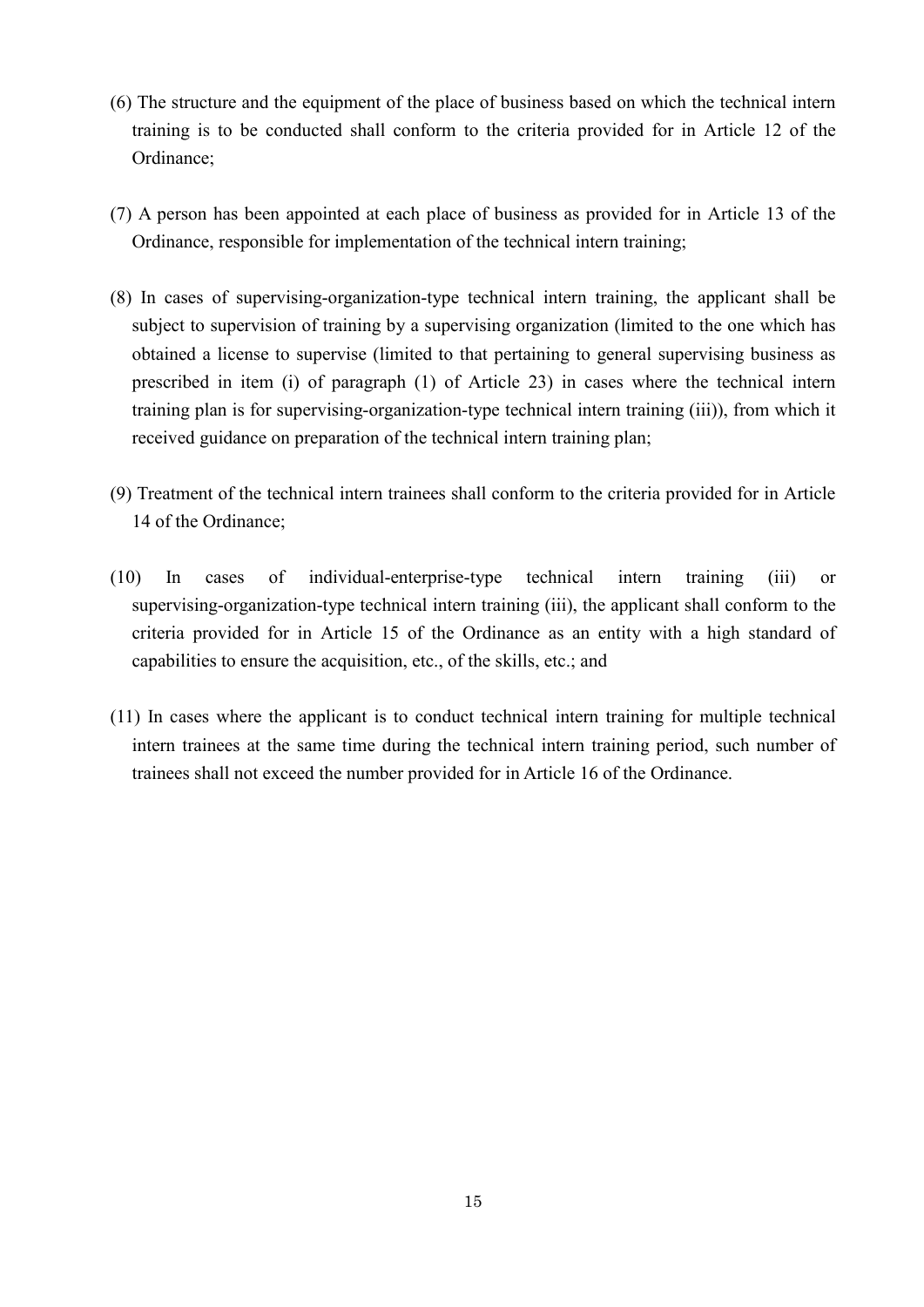(6) The structure and the equipment of the place of business based on which the technical intern training is to be conducted shall conform to the criteria provided for in Article 12 of the Ordinance;

(7) A person has been appointed at each place of business as provided for in Article 13 of the Ordinance, responsible for implementation of the technical intern training;

(8) In cases of supervising-organization-type technical intern training, the applicant shall be subject to supervision of training by a supervising organization (limited to the one which has obtained a license to supervise (limited to that pertaining to general supervising business as prescribed in item (i) of paragraph (1) of Article 23) in cases where the technical intern training plan is for supervising-organization-type technical intern training (iii)), from which it received guidance on preparation of the technical intern training plan;

(9) Treatment of the technical intern trainees shall conform to the criteria provided for in Article 14 of the Ordinance;

(10) In cases of individual-enterprise-type technical intern training (iii) or supervising-organization-type technical intern training (iii), the applicant shall conform to the criteria provided for in Article 15 of the Ordinance as an entity with a high standard of capabilities to ensure the acquisition, etc., of the skills, etc.; and

(11) In cases where the applicant is to conduct technical intern training for multiple technical intern trainees at the same time during the technical intern training period, such number of trainees shall not exceed the number provided for in Article 16 of the Ordinance.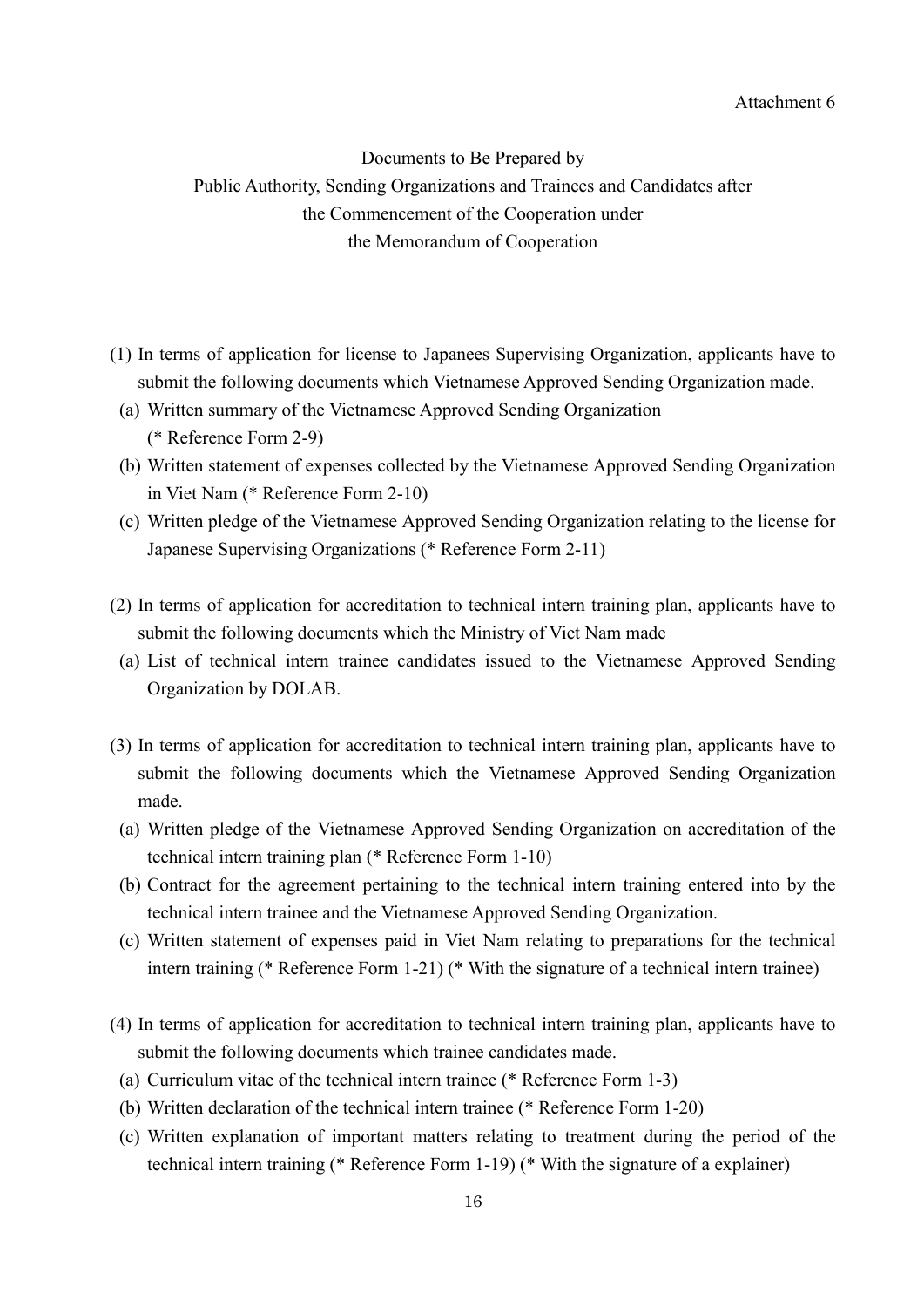Attachment 6

Documents to Be Prepared by
Public Authority, Sending Organizations and Trainees and Candidates after
the Commencement of the Cooperation under
the Memorandum of Cooperation

(1) In terms of application for license to Japanees Supervising Organization, applicants have to submit the following documents which Vietnamese Approved Sending Organization made.
  (a) Written summary of the Vietnamese Approved Sending Organization (* Reference Form 2-9)
  (b) Written statement of expenses collected by the Vietnamese Approved Sending Organization in Viet Nam (* Reference Form 2-10)
  (c) Written pledge of the Vietnamese Approved Sending Organization relating to the license for Japanese Supervising Organizations (* Reference Form 2-11)

(2) In terms of application for accreditation to technical intern training plan, applicants have to submit the following documents which the Ministry of Viet Nam made
  (a) List of technical intern trainee candidates issued to the Vietnamese Approved Sending Organization by DOLAB.

(3) In terms of application for accreditation to technical intern training plan, applicants have to submit the following documents which the Vietnamese Approved Sending Organization made.
  (a) Written pledge of the Vietnamese Approved Sending Organization on accreditation of the technical intern training plan (* Reference Form 1-10)
  (b) Contract for the agreement pertaining to the technical intern training entered into by the technical intern trainee and the Vietnamese Approved Sending Organization.
  (c) Written statement of expenses paid in Viet Nam relating to preparations for the technical intern training (* Reference Form 1-21) (* With the signature of a technical intern trainee)

(4) In terms of application for accreditation to technical intern training plan, applicants have to submit the following documents which trainee candidates made.
  (a) Curriculum vitae of the technical intern trainee (* Reference Form 1-3)
  (b) Written declaration of the technical intern trainee (* Reference Form 1-20)
  (c) Written explanation of important matters relating to treatment during the period of the technical intern training (* Reference Form 1-19) (* With the signature of a explainer)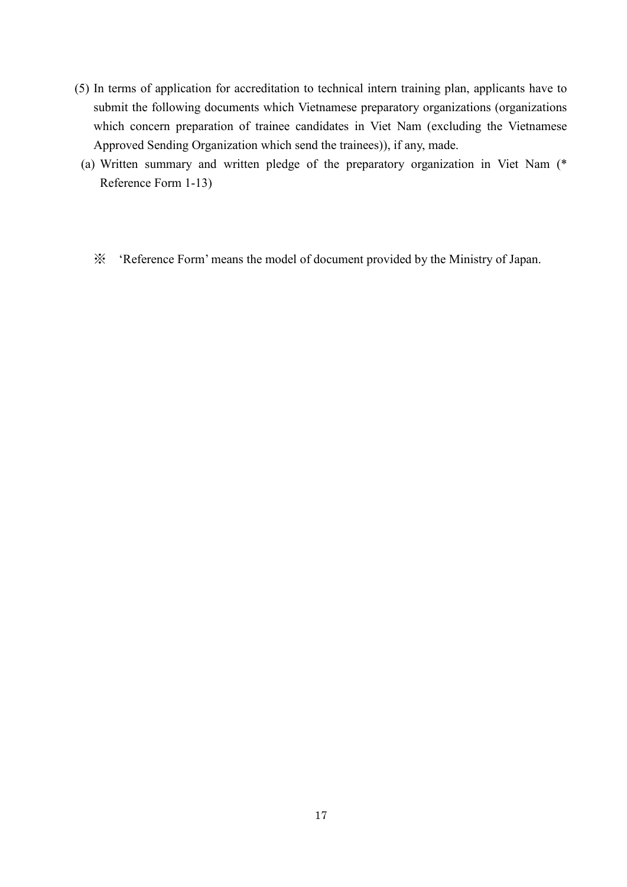(5) In terms of application for accreditation to technical intern training plan, applicants have to submit the following documents which Vietnamese preparatory organizations (organizations which concern preparation of trainee candidates in Viet Nam (excluding the Vietnamese Approved Sending Organization which send the trainees)), if any, made.

(a) Written summary and written pledge of the preparatory organization in Viet Nam (* Reference Form 1-13)

※ 'Reference Form' means the model of document provided by the Ministry of Japan.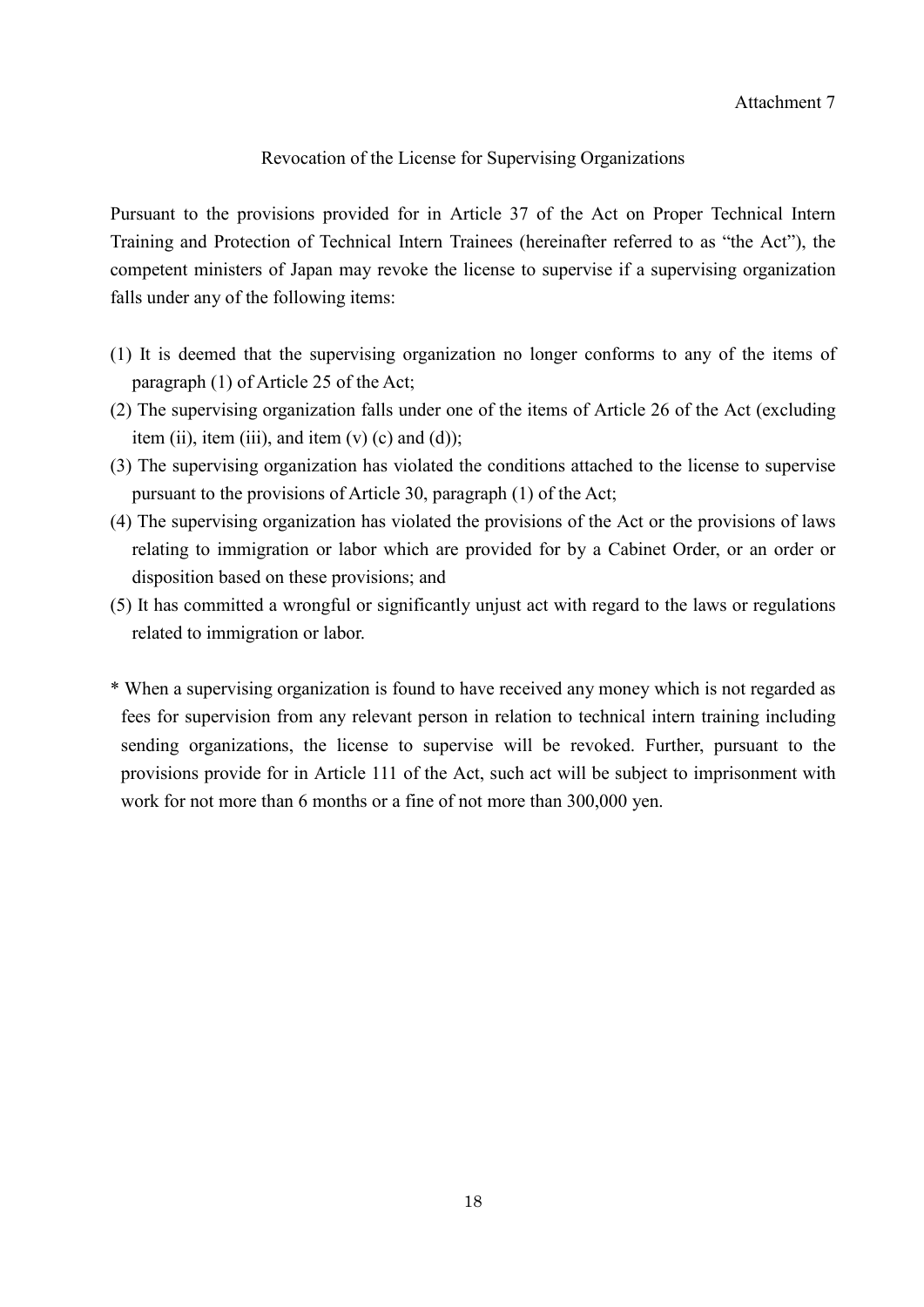Attachment 7

## Revocation of the License for Supervising Organizations

Pursuant to the provisions provided for in Article 37 of the Act on Proper Technical Intern Training and Protection of Technical Intern Trainees (hereinafter referred to as "the Act"), the competent ministers of Japan may revoke the license to supervise if a supervising organization falls under any of the following items:

(1) It is deemed that the supervising organization no longer conforms to any of the items of paragraph (1) of Article 25 of the Act;

(2) The supervising organization falls under one of the items of Article 26 of the Act (excluding item (ii), item (iii), and item (v) (c) and (d));

(3) The supervising organization has violated the conditions attached to the license to supervise pursuant to the provisions of Article 30, paragraph (1) of the Act;

(4) The supervising organization has violated the provisions of the Act or the provisions of laws relating to immigration or labor which are provided for by a Cabinet Order, or an order or disposition based on these provisions; and

(5) It has committed a wrongful or significantly unjust act with regard to the laws or regulations related to immigration or labor.

* When a supervising organization is found to have received any money which is not regarded as fees for supervision from any relevant person in relation to technical intern training including sending organizations, the license to supervise will be revoked. Further, pursuant to the provisions provide for in Article 111 of the Act, such act will be subject to imprisonment with work for not more than 6 months or a fine of not more than 300,000 yen.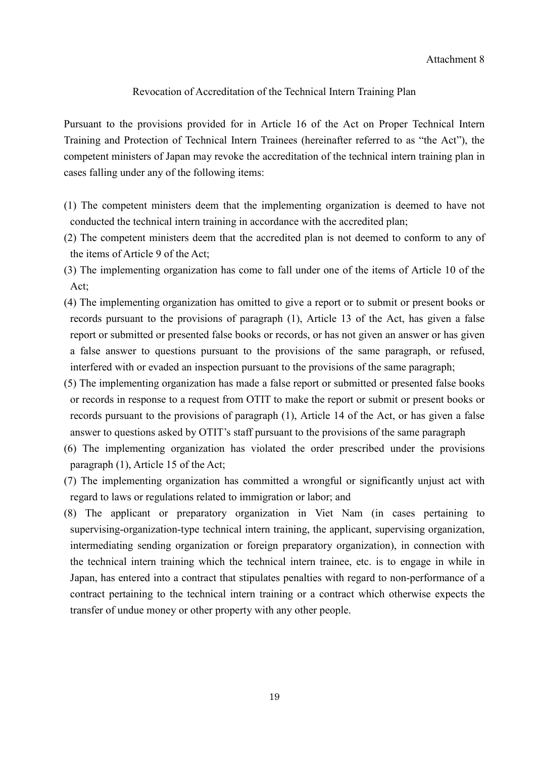Attachment 8

## Revocation of Accreditation of the Technical Intern Training Plan

Pursuant to the provisions provided for in Article 16 of the Act on Proper Technical Intern Training and Protection of Technical Intern Trainees (hereinafter referred to as "the Act"), the competent ministers of Japan may revoke the accreditation of the technical intern training plan in cases falling under any of the following items:

(1) The competent ministers deem that the implementing organization is deemed to have not conducted the technical intern training in accordance with the accredited plan;

(2) The competent ministers deem that the accredited plan is not deemed to conform to any of the items of Article 9 of the Act;

(3) The implementing organization has come to fall under one of the items of Article 10 of the Act;

(4) The implementing organization has omitted to give a report or to submit or present books or records pursuant to the provisions of paragraph (1), Article 13 of the Act, has given a false report or submitted or presented false books or records, or has not given an answer or has given a false answer to questions pursuant to the provisions of the same paragraph, or refused, interfered with or evaded an inspection pursuant to the provisions of the same paragraph;

(5) The implementing organization has made a false report or submitted or presented false books or records in response to a request from OTIT to make the report or submit or present books or records pursuant to the provisions of paragraph (1), Article 14 of the Act, or has given a false answer to questions asked by OTIT's staff pursuant to the provisions of the same paragraph

(6) The implementing organization has violated the order prescribed under the provisions paragraph (1), Article 15 of the Act;

(7) The implementing organization has committed a wrongful or significantly unjust act with regard to laws or regulations related to immigration or labor; and

(8) The applicant or preparatory organization in Viet Nam (in cases pertaining to supervising-organization-type technical intern training, the applicant, supervising organization, intermediating sending organization or foreign preparatory organization), in connection with the technical intern training which the technical intern trainee, etc. is to engage in while in Japan, has entered into a contract that stipulates penalties with regard to non-performance of a contract pertaining to the technical intern training or a contract which otherwise expects the transfer of undue money or other property with any other people.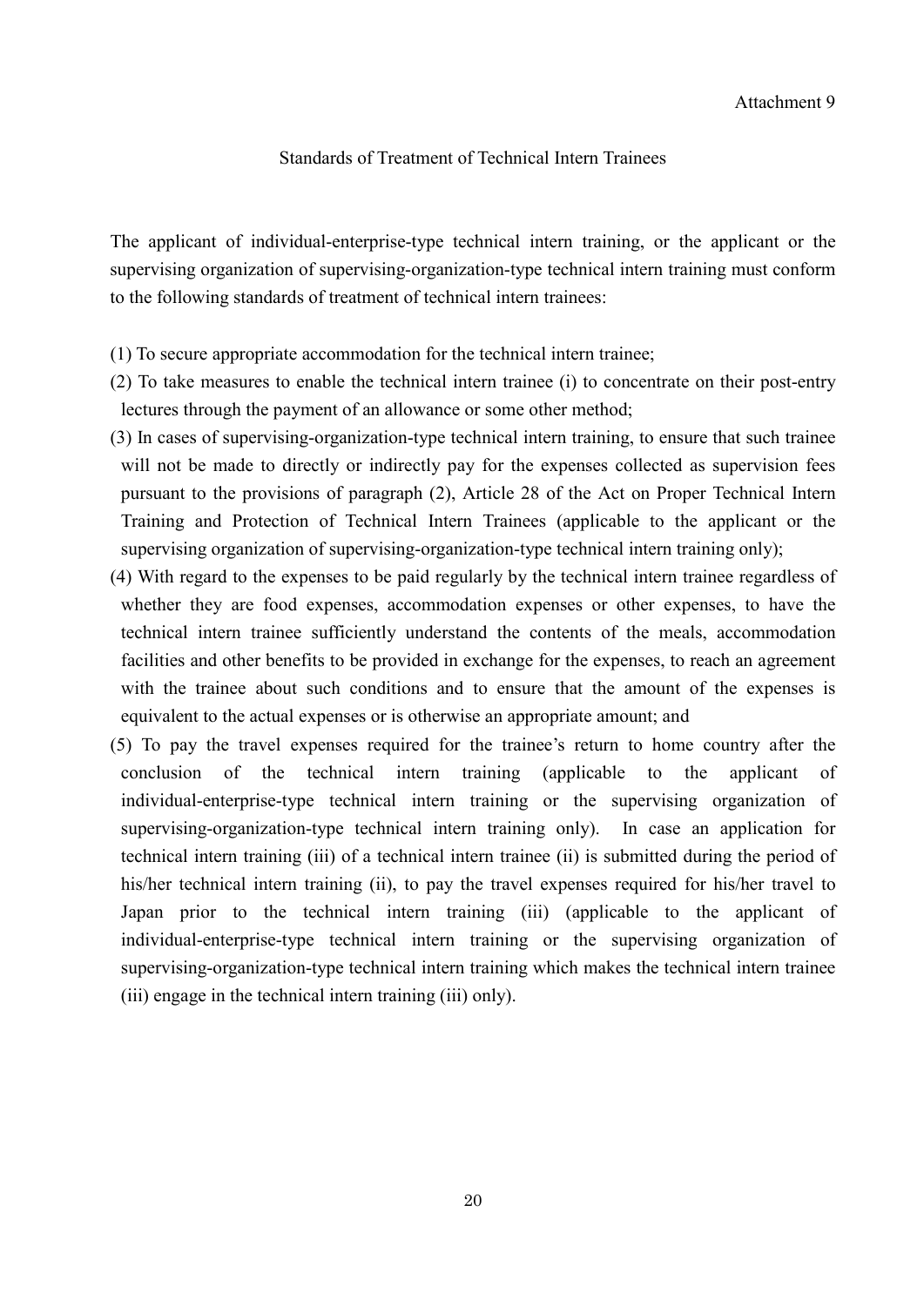Attachment 9

# Standards of Treatment of Technical Intern Trainees

The applicant of individual-enterprise-type technical intern training, or the applicant or the supervising organization of supervising-organization-type technical intern training must conform to the following standards of treatment of technical intern trainees:

(1) To secure appropriate accommodation for the technical intern trainee;

(2) To take measures to enable the technical intern trainee (i) to concentrate on their post-entry lectures through the payment of an allowance or some other method;

(3) In cases of supervising-organization-type technical intern training, to ensure that such trainee will not be made to directly or indirectly pay for the expenses collected as supervision fees pursuant to the provisions of paragraph (2), Article 28 of the Act on Proper Technical Intern Training and Protection of Technical Intern Trainees (applicable to the applicant or the supervising organization of supervising-organization-type technical intern training only);

(4) With regard to the expenses to be paid regularly by the technical intern trainee regardless of whether they are food expenses, accommodation expenses or other expenses, to have the technical intern trainee sufficiently understand the contents of the meals, accommodation facilities and other benefits to be provided in exchange for the expenses, to reach an agreement with the trainee about such conditions and to ensure that the amount of the expenses is equivalent to the actual expenses or is otherwise an appropriate amount; and

(5) To pay the travel expenses required for the trainee's return to home country after the conclusion of the technical intern training (applicable to the applicant of individual-enterprise-type technical intern training or the supervising organization of supervising-organization-type technical intern training only). In case an application for technical intern training (iii) of a technical intern trainee (ii) is submitted during the period of his/her technical intern training (ii), to pay the travel expenses required for his/her travel to Japan prior to the technical intern training (iii) (applicable to the applicant of individual-enterprise-type technical intern training or the supervising organization of supervising-organization-type technical intern training which makes the technical intern trainee (iii) engage in the technical intern training (iii) only).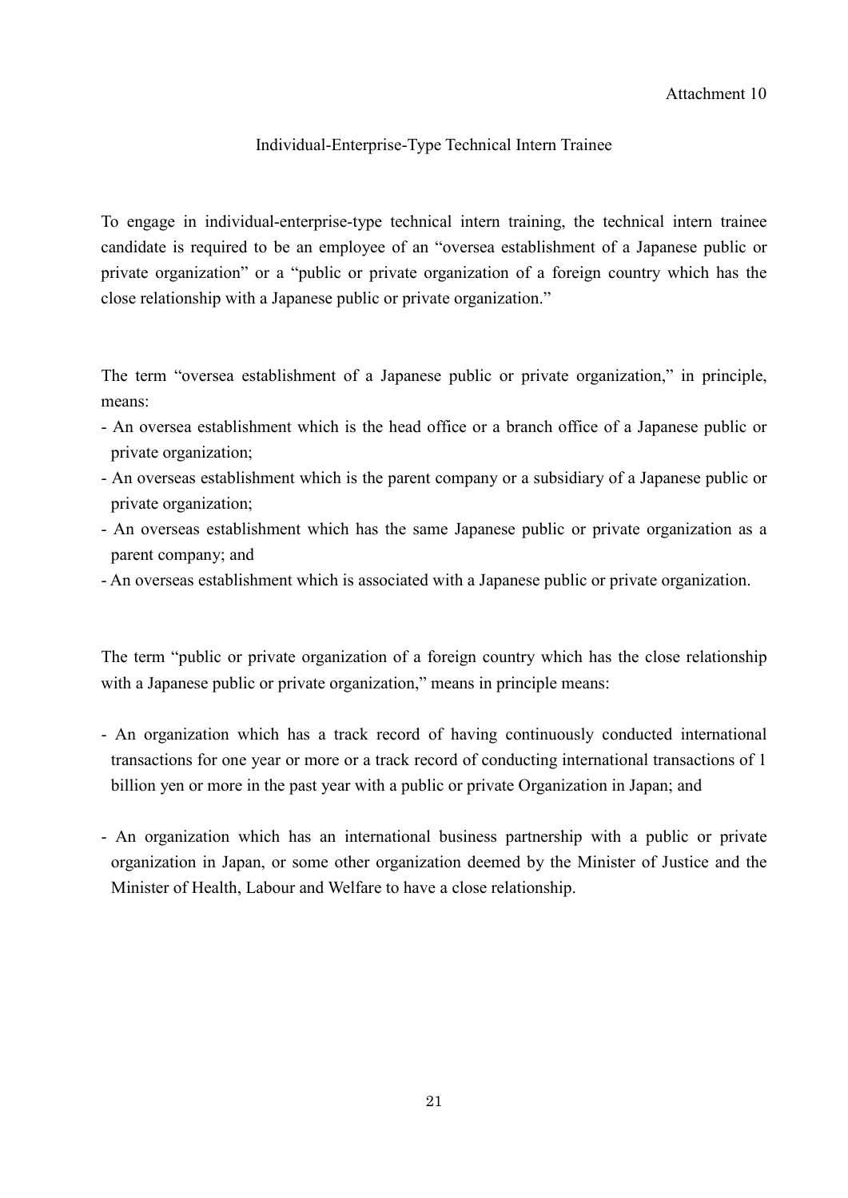Attachment 10

## Individual-Enterprise-Type Technical Intern Trainee

To engage in individual-enterprise-type technical intern training, the technical intern trainee candidate is required to be an employee of an "oversea establishment of a Japanese public or private organization" or a "public or private organization of a foreign country which has the close relationship with a Japanese public or private organization."

The term "oversea establishment of a Japanese public or private organization," in principle, means:

- An oversea establishment which is the head office or a branch office of a Japanese public or private organization;
- An overseas establishment which is the parent company or a subsidiary of a Japanese public or private organization;
- An overseas establishment which has the same Japanese public or private organization as a parent company; and
- An overseas establishment which is associated with a Japanese public or private organization.

The term "public or private organization of a foreign country which has the close relationship with a Japanese public or private organization," means in principle means:

- An organization which has a track record of having continuously conducted international transactions for one year or more or a track record of conducting international transactions of 1 billion yen or more in the past year with a public or private Organization in Japan; and

- An organization which has an international business partnership with a public or private organization in Japan, or some other organization deemed by the Minister of Justice and the Minister of Health, Labour and Welfare to have a close relationship.